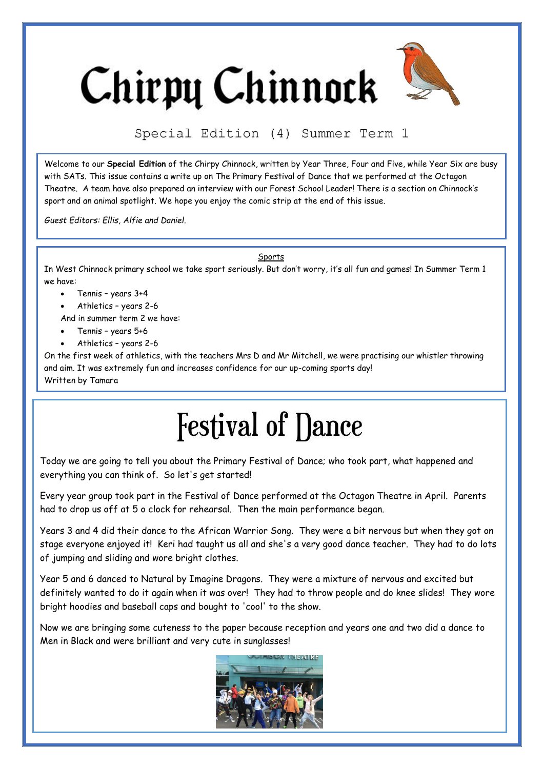# Chirpy Chinnock

Special Edition (4) Summer Term 1

Welcome to our **Special Edition** of the Chirpy Chinnock, written by Year Three, Four and Five, while Year Six are busy with SATs. This issue contains a write up on The Primary Festival of Dance that we performed at the Octagon Theatre. A team have also prepared an interview with our Forest School Leader! There is a section on Chinnock's sport and an animal spotlight. We hope you enjoy the comic strip at the end of this issue.

*Guest Editors: Ellis, Alfie and Daniel.*

## Sports

In West Chinnock primary school we take sport seriously. But don't worry, it's all fun and games! In Summer Term 1 we have:

- Tennis – years 3+4
- Athletics – years 2-6

And in summer term 2 we have:

- Tennis – years 5+6
- Athletics – years 2-6

On the first week of athletics, with the teachers Mrs D and Mr Mitchell, we were practising our whistler throwing and aim. It was extremely fun and increases confidence for our up-coming sports day!

Written by Tamara

# Festival of Dance

Today we are going to tell you about the Primary Festival of Dance; who took part, what happened and everything you can think of. So let's get started!

Every year group took part in the Festival of Dance performed at the Octagon Theatre in April. Parents had to drop us off at 5 o clock for rehearsal. Then the main performance began.

Years 3 and 4 did their dance to the African Warrior Song. They were a bit nervous but when they got on stage everyone enjoyed it! Keri had taught us all and she's a very good dance teacher. They had to do lots of jumping and sliding and wore bright clothes.

Year 5 and 6 danced to Natural by Imagine Dragons. They were a mixture of nervous and excited but definitely wanted to do it again when it was over! They had to throw people and do knee slides! They wore bright hoodies and baseball caps and bought to 'cool' to the show.

Now we are bringing some cuteness to the paper because reception and years one and two did a dance to Men in Black and were brilliant and very cute in sunglasses!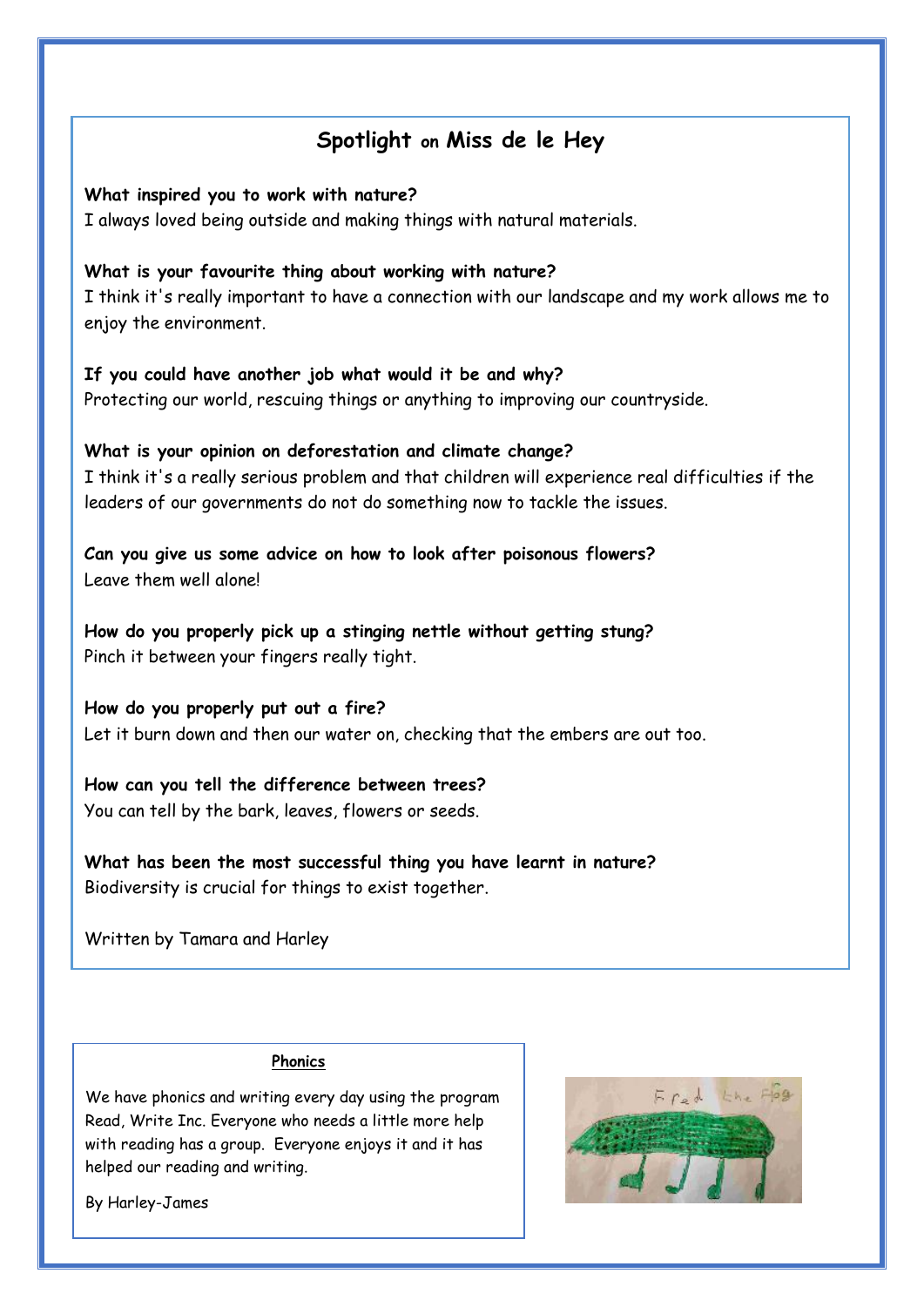## Spotlight on Miss de le Hey

**What inspired you to work with nature?**
I always loved being outside and making things with natural materials.

**What is your favourite thing about working with nature?**
I think it's really important to have a connection with our landscape and my work allows me to enjoy the environment.

**If you could have another job what would it be and why?**
Protecting our world, rescuing things or anything to improving our countryside.

**What is your opinion on deforestation and climate change?**
I think it's a really serious problem and that children will experience real difficulties if the leaders of our governments do not do something now to tackle the issues.

**Can you give us some advice on how to look after poisonous flowers?**
Leave them well alone!

**How do you properly pick up a stinging nettle without getting stung?**
Pinch it between your fingers really tight.

**How do you properly put out a fire?**
Let it burn down and then our water on, checking that the embers are out too.

**How can you tell the difference between trees?**
You can tell by the bark, leaves, flowers or seeds.

**What has been the most successful thing you have learnt in nature?**
Biodiversity is crucial for things to exist together.

Written by Tamara and Harley

### Phonics

We have phonics and writing every day using the program Read, Write Inc. Everyone who needs a little more help with reading has a group. Everyone enjoys it and it has helped our reading and writing.

By Harley-James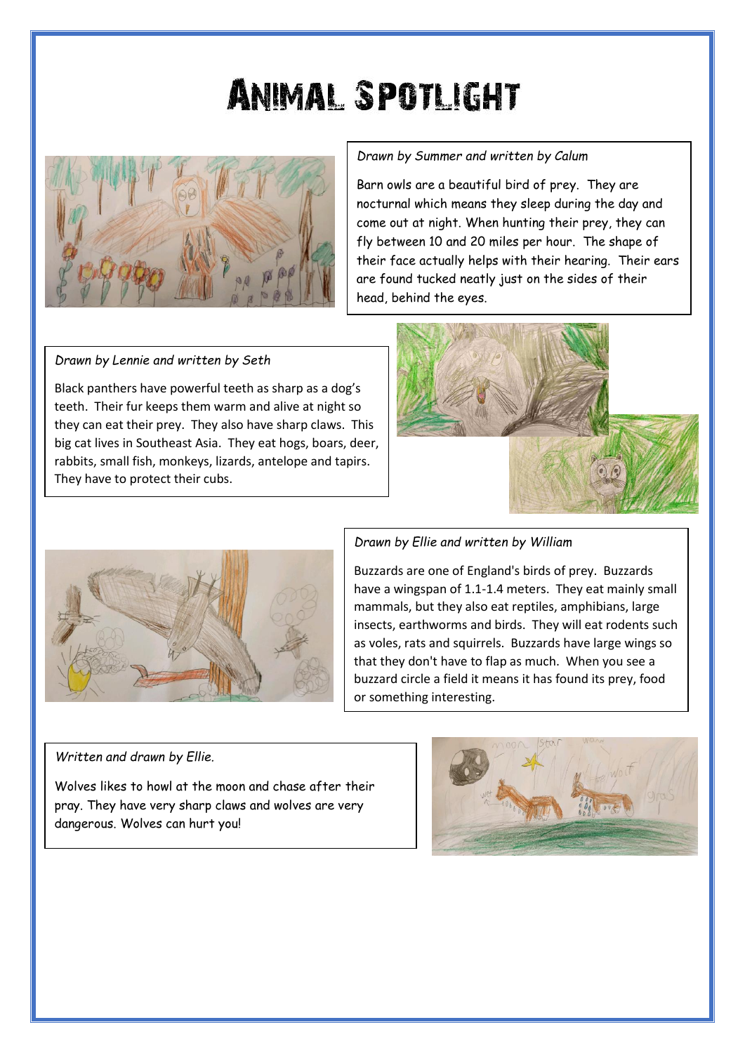# Animal Spotlight

*Drawn by Summer and written by Calum*

Barn owls are a beautiful bird of prey. They are nocturnal which means they sleep during the day and come out at night. When hunting their prey, they can fly between 10 and 20 miles per hour. The shape of their face actually helps with their hearing. Their ears are found tucked neatly just on the sides of their head, behind the eyes.

*Drawn by Lennie and written by Seth*

Black panthers have powerful teeth as sharp as a dog's teeth. Their fur keeps them warm and alive at night so they can eat their prey. They also have sharp claws. This big cat lives in Southeast Asia. They eat hogs, boars, deer, rabbits, small fish, monkeys, lizards, antelope and tapirs. They have to protect their cubs.

*Drawn by Ellie and written by William*

Buzzards are one of England's birds of prey. Buzzards have a wingspan of 1.1-1.4 meters. They eat mainly small mammals, but they also eat reptiles, amphibians, large insects, earthworms and birds. They will eat rodents such as voles, rats and squirrels. Buzzards have large wings so that they don't have to flap as much. When you see a buzzard circle a field it means it has found its prey, food or something interesting.

*Written and drawn by Ellie.*

Wolves likes to howl at the moon and chase after their pray. They have very sharp claws and wolves are very dangerous. Wolves can hurt you!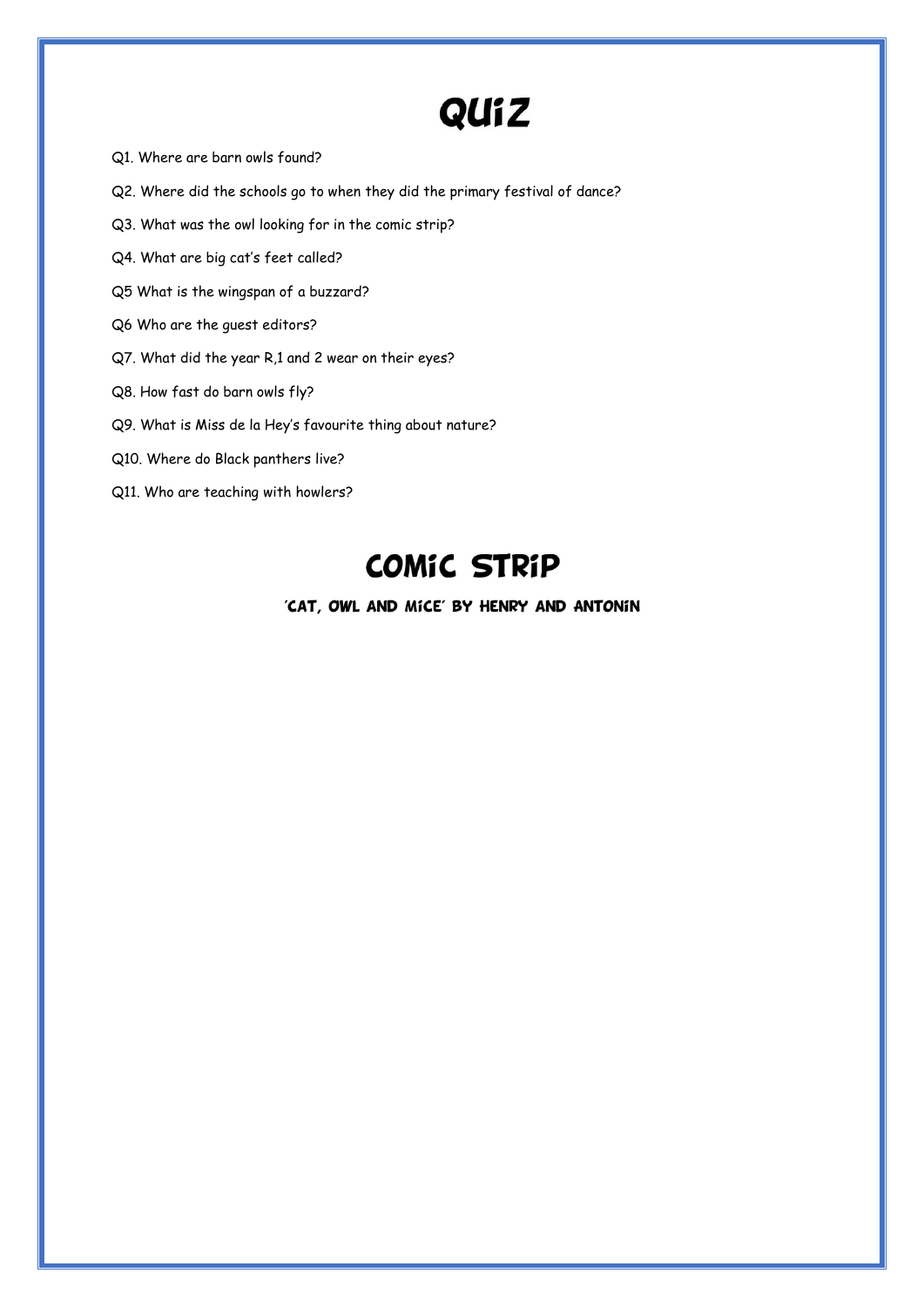# QUIZ

Q1. Where are barn owls found?

Q2. Where did the schools go to when they did the primary festival of dance?

Q3. What was the owl looking for in the comic strip?

Q4. What are big cat's feet called?

Q5 What is the wingspan of a buzzard?

Q6 Who are the guest editors?

Q7. What did the year R,1 and 2 wear on their eyes?

Q8. How fast do barn owls fly?

Q9. What is Miss de la Hey's favourite thing about nature?

Q10. Where do Black panthers live?

Q11. Who are teaching with howlers?

# COMIC STRIP

**'CAT, OWL AND MICE' BY HENRY AND ANTONIN**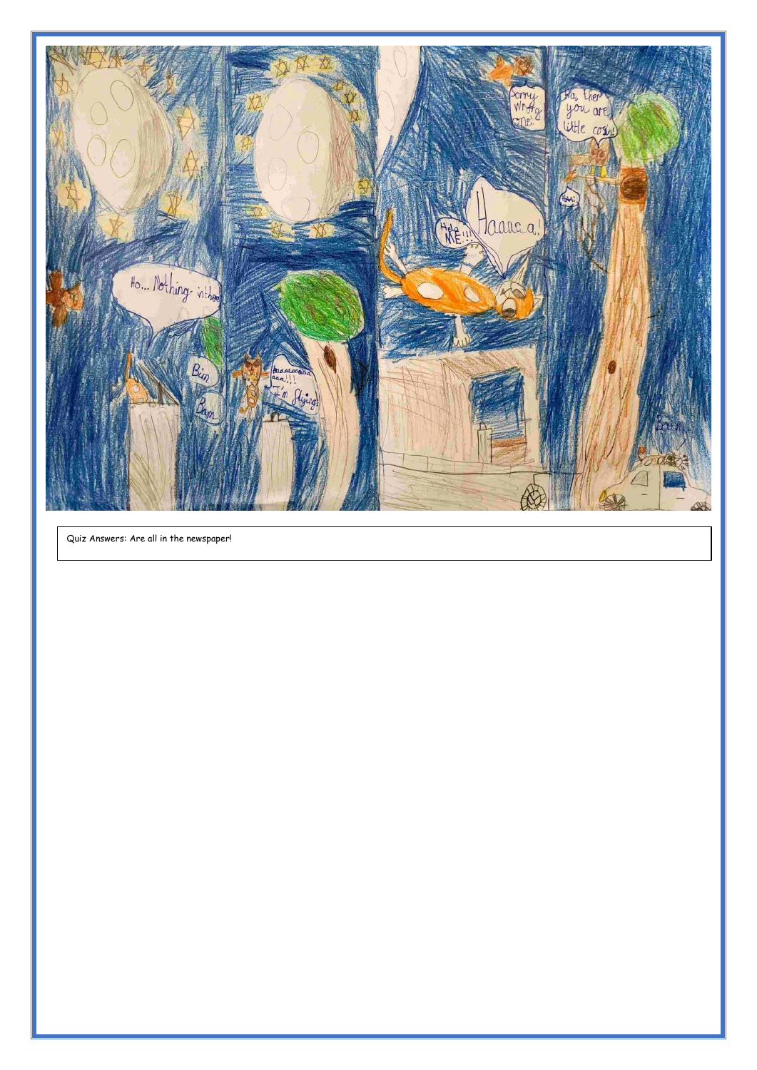Quiz Answers: Are all in the newspaper!